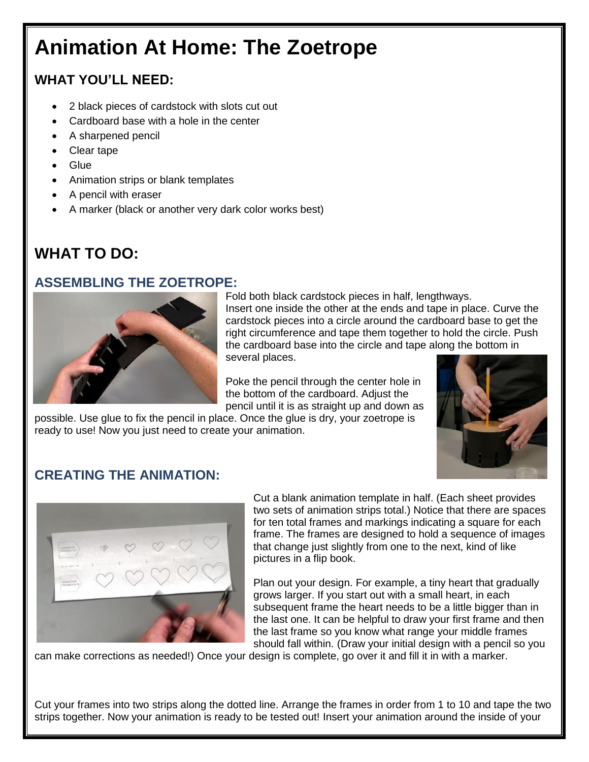# Animation At Home: The Zoetrope

## WHAT YOU'LL NEED:

- 2 black pieces of cardstock with slots cut out
- Cardboard base with a hole in the center
- A sharpened pencil
- Clear tape
- Glue
- Animation strips or blank templates
- A pencil with eraser
- A marker (black or another very dark color works best)

## WHAT TO DO:

### ASSEMBLING THE ZOETROPE:

Fold both black cardstock pieces in half, lengthways. Insert one inside the other at the ends and tape in place. Curve the cardstock pieces into a circle around the cardboard base to get the right circumference and tape them together to hold the circle. Push the cardboard base into the circle and tape along the bottom in several places.

Poke the pencil through the center hole in the bottom of the cardboard. Adjust the pencil until it is as straight up and down as possible. Use glue to fix the pencil in place. Once the glue is dry, your zoetrope is ready to use! Now you just need to create your animation.

### CREATING THE ANIMATION:

Cut a blank animation template in half. (Each sheet provides two sets of animation strips total.) Notice that there are spaces for ten total frames and markings indicating a square for each frame. The frames are designed to hold a sequence of images that change just slightly from one to the next, kind of like pictures in a flip book.

Plan out your design. For example, a tiny heart that gradually grows larger. If you start out with a small heart, in each subsequent frame the heart needs to be a little bigger than in the last one. It can be helpful to draw your first frame and then the last frame so you know what range your middle frames should fall within. (Draw your initial design with a pencil so you can make corrections as needed!) Once your design is complete, go over it and fill it in with a marker.

Cut your frames into two strips along the dotted line. Arrange the frames in order from 1 to 10 and tape the two strips together. Now your animation is ready to be tested out! Insert your animation around the inside of your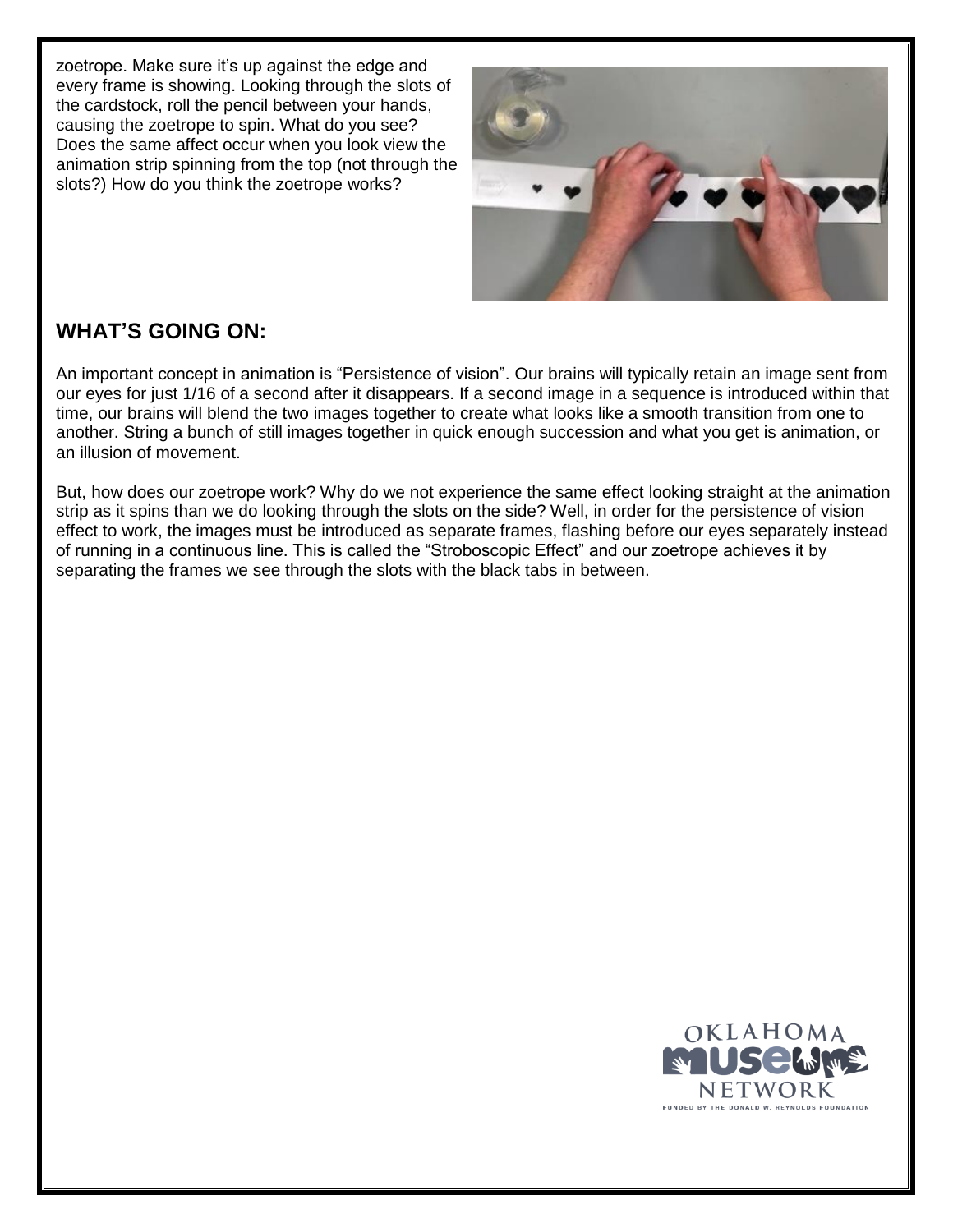zoetrope. Make sure it's up against the edge and every frame is showing. Looking through the slots of the cardstock, roll the pencil between your hands, causing the zoetrope to spin. What do you see? Does the same affect occur when you look view the animation strip spinning from the top (not through the slots?) How do you think the zoetrope works?

## WHAT'S GOING ON:

An important concept in animation is "Persistence of vision". Our brains will typically retain an image sent from our eyes for just 1/16 of a second after it disappears. If a second image in a sequence is introduced within that time, our brains will blend the two images together to create what looks like a smooth transition from one to another. String a bunch of still images together in quick enough succession and what you get is animation, or an illusion of movement.

But, how does our zoetrope work? Why do we not experience the same effect looking straight at the animation strip as it spins than we do looking through the slots on the side? Well, in order for the persistence of vision effect to work, the images must be introduced as separate frames, flashing before our eyes separately instead of running in a continuous line. This is called the "Stroboscopic Effect" and our zoetrope achieves it by separating the frames we see through the slots with the black tabs in between.